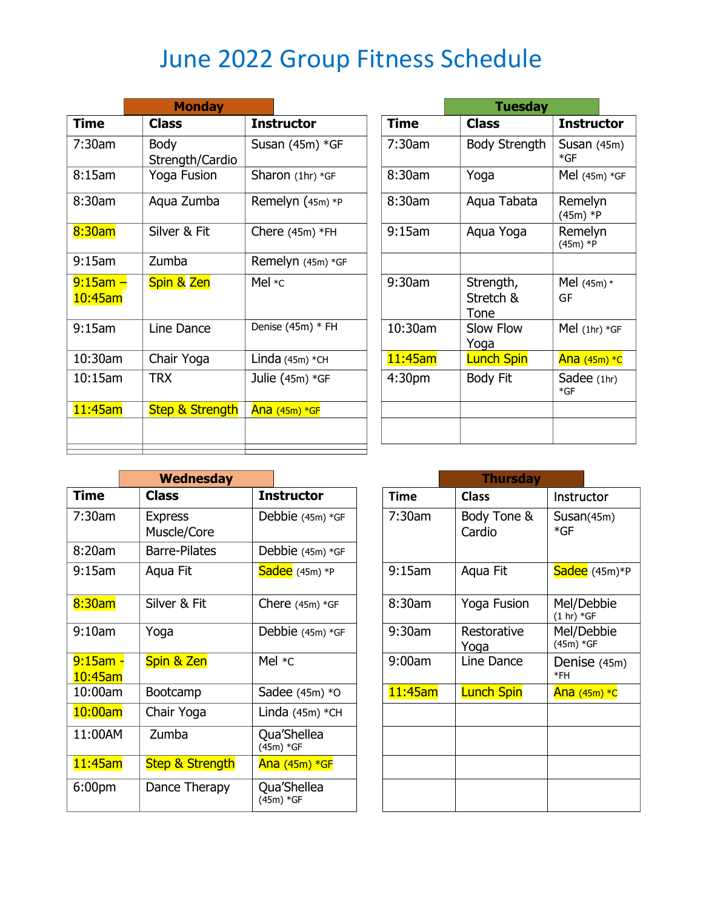# June 2022 Group Fitness Schedule

**Monday**

| Time | Class | Instructor |
|---|---|---|
| 7:30am | Body Strength/Cardio | Susan (45m) *GF |
| 8:15am | Yoga Fusion | Sharon (1hr) *GF |
| 8:30am | Aqua Zumba | Remelyn (45m) *P |
| 8:30am | Silver & Fit | Chere (45m) *FH |
| 9:15am | Zumba | Remelyn (45m) *GF |
| 9:15am – 10:45am | Spin & Zen | Mel *C |
| 9:15am | Line Dance | Denise (45m) * FH |
| 10:30am | Chair Yoga | Linda (45m) *CH |
| 10:15am | TRX | Julie (45m) *GF |
| 11:45am | Step & Strength | Ana (45m) *GF |
| | | |

**Tuesday**

| Time | Class | Instructor |
|---|---|---|
| 7:30am | Body Strength | Susan (45m) *GF |
| 8:30am | Yoga | Mel (45m) *GF |
| 8:30am | Aqua Tabata | Remelyn (45m) *P |
| 9:15am | Aqua Yoga | Remelyn (45m) *P |
| | | |
| 9:30am | Strength, Stretch & Tone | Mel (45m) * GF |
| 10:30am | Slow Flow Yoga | Mel (1hr) *GF |
| 11:45am | Lunch Spin | Ana (45m) *C |
| 4:30pm | Body Fit | Sadee (1hr) *GF |
| | | |
| | | |

**Wednesday**

| Time | Class | Instructor |
|---|---|---|
| 7:30am | Express Muscle/Core | Debbie (45m) *GF |
| 8:20am | Barre-Pilates | Debbie (45m) *GF |
| 9:15am | Aqua Fit | Sadee (45m) *P |
| 8:30am | Silver & Fit | Chere (45m) *GF |
| 9:10am | Yoga | Debbie (45m) *GF |
| 9:15am - 10:45am | Spin & Zen | Mel *C |
| 10:00am | Bootcamp | Sadee (45m) *O |
| 10:00am | Chair Yoga | Linda (45m) *CH |
| 11:00AM | Zumba | Qua'Shellea (45m) *GF |
| 11:45am | Step & Strength | Ana (45m) *GF |
| 6:00pm | Dance Therapy | Qua'Shellea (45m) *GF |

**Thursday**

| Time | Class | Instructor |
|---|---|---|
| 7:30am | Body Tone & Cardio | Susan(45m) *GF |
| 9:15am | Aqua Fit | Sadee (45m)*P |
| 8:30am | Yoga Fusion | Mel/Debbie (1 hr) *GF |
| 9:30am | Restorative Yoga | Mel/Debbie (45m) *GF |
| 9:00am | Line Dance | Denise (45m) *FH |
| 11:45am | Lunch Spin | Ana (45m) *C |
| | | |
| | | |
| | | |
| | | |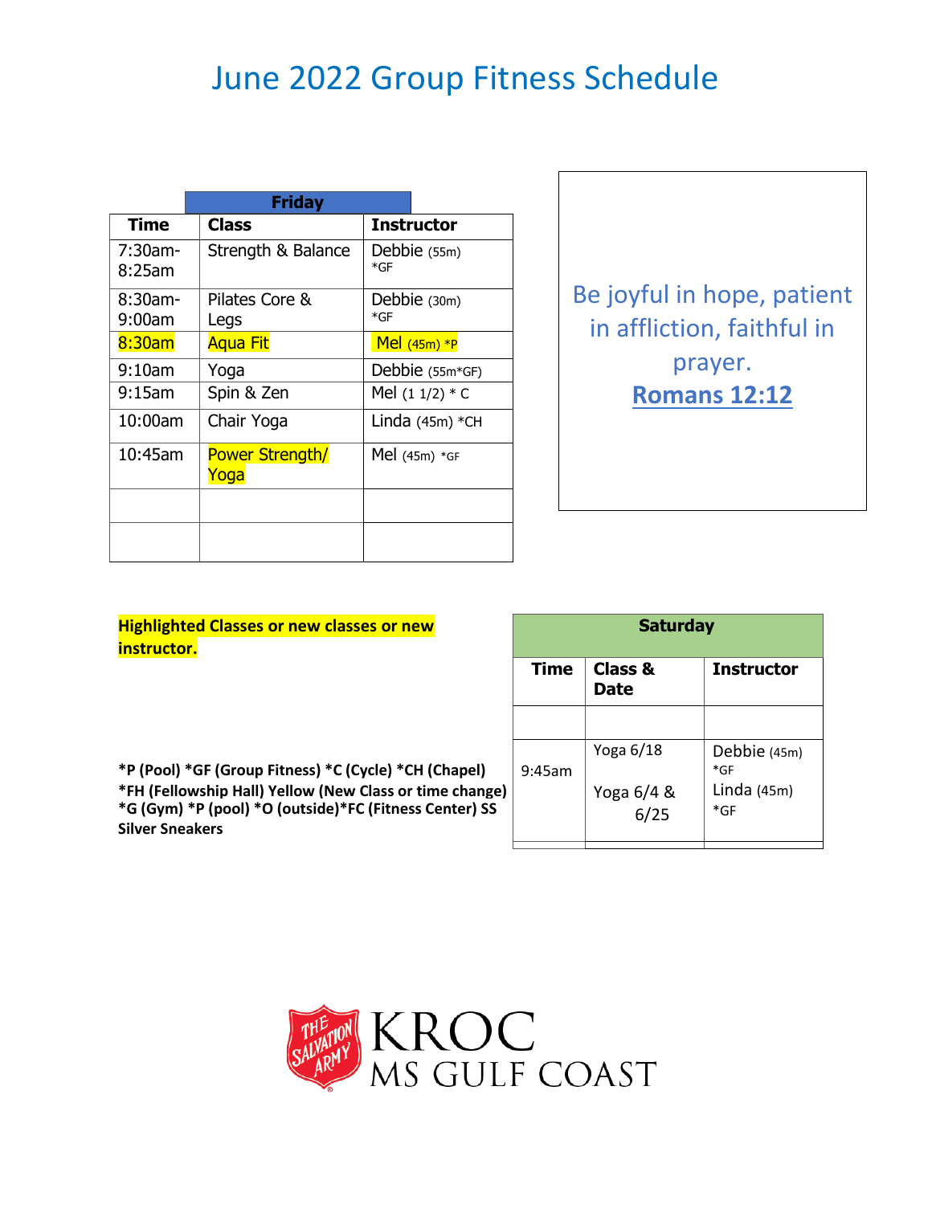# June 2022 Group Fitness Schedule

| Friday | | |
|---|---|---|
| **Time** | **Class** | **Instructor** |
| 7:30am-8:25am | Strength & Balance | Debbie (55m) *GF |
| 8:30am-9:00am | Pilates Core & Legs | Debbie (30m) *GF |
| 8:30am | Aqua Fit | Mel (45m) *P |
| 9:10am | Yoga | Debbie (55m*GF) |
| 9:15am | Spin & Zen | Mel (1 1/2) * C |
| 10:00am | Chair Yoga | Linda (45m) *CH |
| 10:45am | Power Strength/ Yoga | Mel (45m) *GF |
| | | |
| | | |

Be joyful in hope, patient in affliction, faithful in prayer.
**Romans 12:12**

**Highlighted Classes or new classes or new instructor.**

**\*P (Pool) \*GF (Group Fitness) \*C (Cycle) \*CH (Chapel) \*FH (Fellowship Hall) Yellow (New Class or time change) \*G (Gym) \*P (pool) \*O (outside)\*FC (Fitness Center) SS Silver Sneakers**

| Saturday | | |
|---|---|---|
| **Time** | **Class & Date** | **Instructor** |
| | | |
| 9:45am | Yoga 6/18<br><br>Yoga 6/4 & 6/25 | Debbie (45m) *GF<br>Linda (45m) *GF |

KROC MS GULF COAST